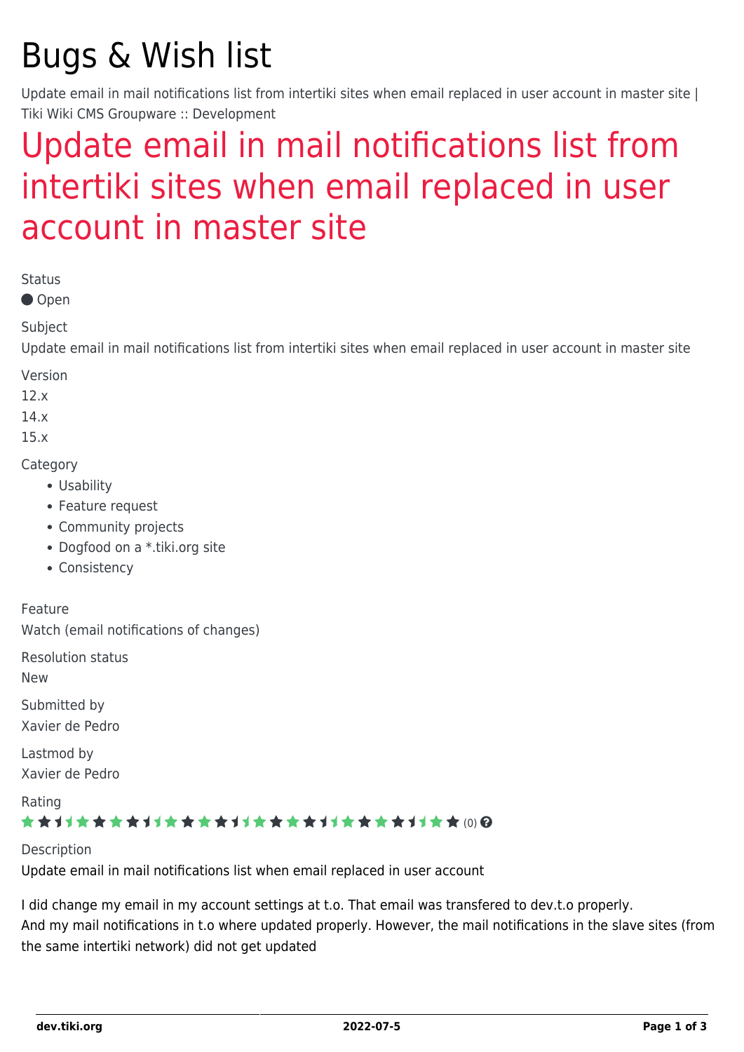# Bugs & Wish list

Update email in mail notifications list from intertiki sites when email replaced in user account in master site | Tiki Wiki CMS Groupware :: Development

## Update email in mail notifications list from intertiki sites when email replaced in user account in master site

Status

Open

Subject

Update email in mail notifications list from intertiki sites when email replaced in user account in master site

Version

12.x

14.x

15.x

Category

- Usability
- Feature request
- Community projects
- Dogfood on a *.tiki.org site
- Consistency

Feature

Watch (email notifications of changes)

Resolution status

New

Submitted by

Xavier de Pedro

Lastmod by

Xavier de Pedro

Rating

(0)

Description

Update email in mail notifications list when email replaced in user account

I did change my email in my account settings at t.o. That email was transfered to dev.t.o properly.
And my mail notifications in t.o where updated properly. However, the mail notifications in the slave sites (from the same intertiki network) did not get updated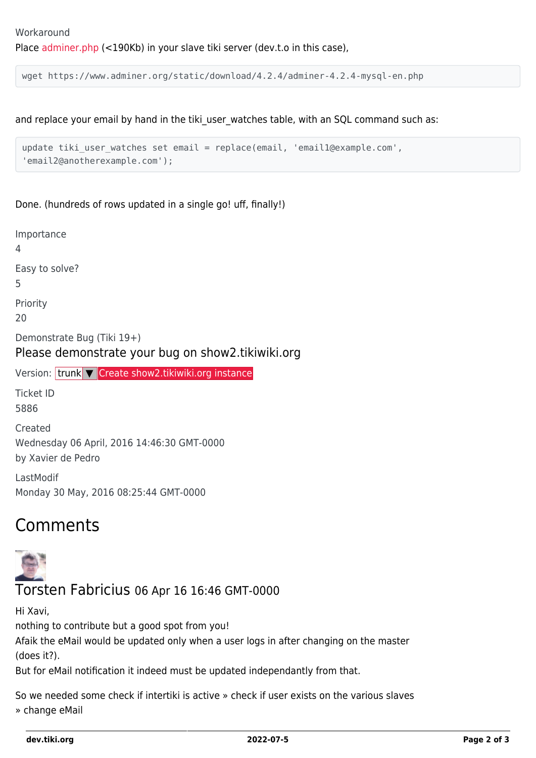Workaround
Place adminer.php (<190Kb) in your slave tiki server (dev.t.o in this case),

```
wget https://www.adminer.org/static/download/4.2.4/adminer-4.2.4-mysql-en.php
```

and replace your email by hand in the tiki_user_watches table, with an SQL command such as:

```
update tiki_user_watches set email = replace(email, 'email1@example.com',
'email2@anotherexample.com');
```

Done. (hundreds of rows updated in a single go! uff, finally!)

Importance
4

Easy to solve?
5

Priority
20

Demonstrate Bug (Tiki 19+)

Please demonstrate your bug on show2.tikiwiki.org

Version: trunk ▼ Create show2.tikiwiki.org instance

Ticket ID
5886

Created
Wednesday 06 April, 2016 14:46:30 GMT-0000
by Xavier de Pedro

LastModif
Monday 30 May, 2016 08:25:44 GMT-0000

# Comments

## Torsten Fabricius 06 Apr 16 16:46 GMT-0000

Hi Xavi,
nothing to contribute but a good spot from you!
Afaik the eMail would be updated only when a user logs in after changing on the master (does it?).
But for eMail notification it indeed must be updated independantly from that.

So we needed some check if intertiki is active » check if user exists on the various slaves » change eMail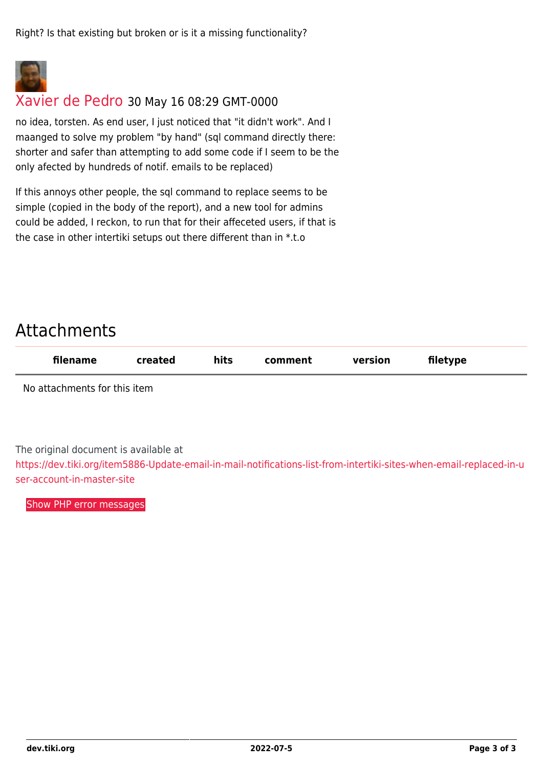Right? Is that existing but broken or is it a missing functionality?

Xavier de Pedro 30 May 16 08:29 GMT-0000

no idea, torsten. As end user, I just noticed that "it didn't work". And I maanged to solve my problem "by hand" (sql command directly there: shorter and safer than attempting to add some code if I seem to be the only afected by hundreds of notif. emails to be replaced)

If this annoys other people, the sql command to replace seems to be simple (copied in the body of the report), and a new tool for admins could be added, I reckon, to run that for their affeceted users, if that is the case in other intertiki setups out there different than in *.t.o

## Attachments

| filename | created | hits | comment | version | filetype |
|---|---|---|---|---|---|
| No attachments for this item | | | | | |

The original document is available at https://dev.tiki.org/item5886-Update-email-in-mail-notifications-list-from-intertiki-sites-when-email-replaced-in-user-account-in-master-site

Show PHP error messages